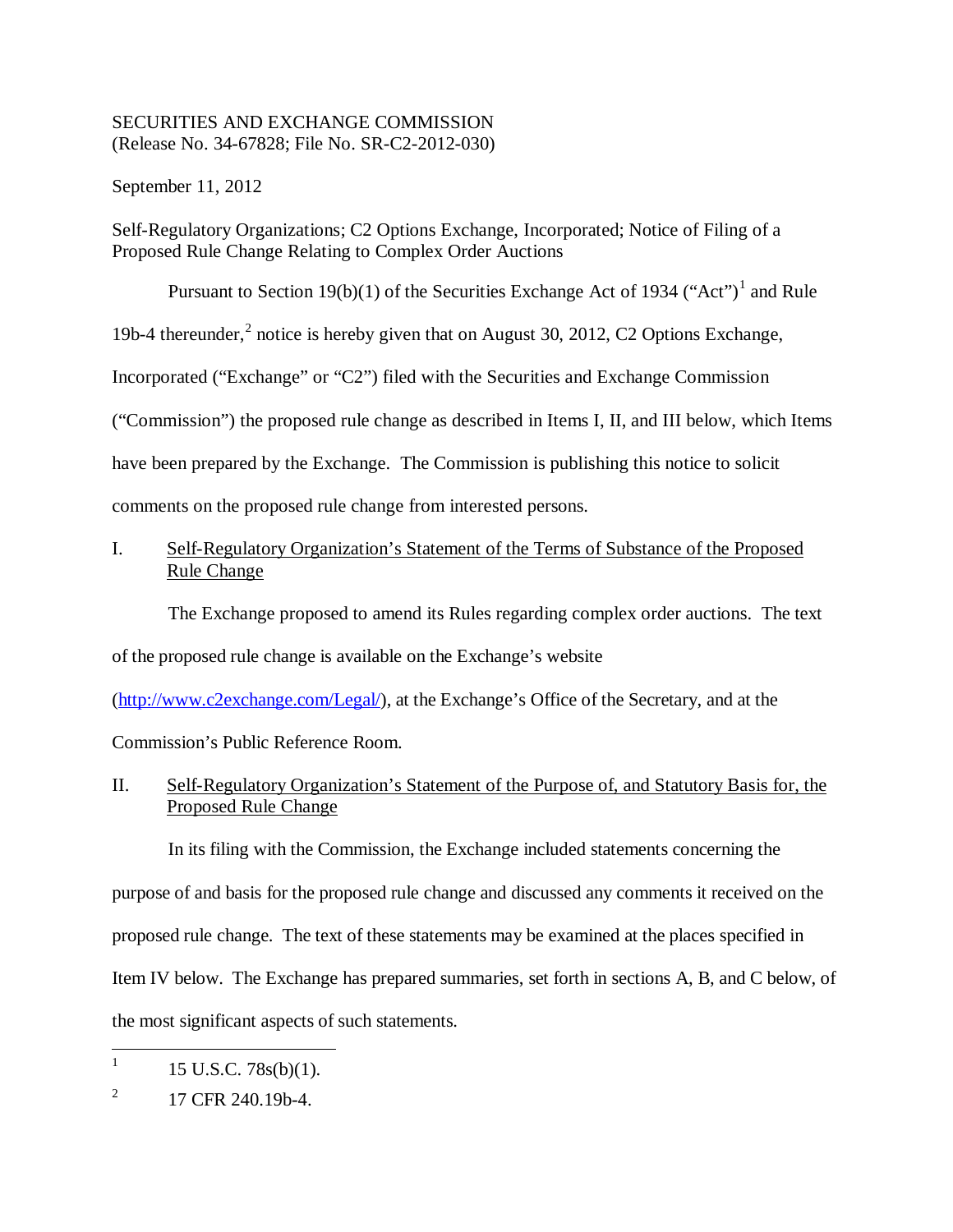SECURITIES AND EXCHANGE COMMISSION
(Release No. 34-67828; File No. SR-C2-2012-030)

September 11, 2012

Self-Regulatory Organizations; C2 Options Exchange, Incorporated; Notice of Filing of a Proposed Rule Change Relating to Complex Order Auctions

Pursuant to Section 19(b)(1) of the Securities Exchange Act of 1934 ("Act")[1] and Rule 19b-4 thereunder,[2] notice is hereby given that on August 30, 2012, C2 Options Exchange, Incorporated ("Exchange" or "C2") filed with the Securities and Exchange Commission ("Commission") the proposed rule change as described in Items I, II, and III below, which Items have been prepared by the Exchange. The Commission is publishing this notice to solicit comments on the proposed rule change from interested persons.

## I. Self-Regulatory Organization's Statement of the Terms of Substance of the Proposed Rule Change

The Exchange proposed to amend its Rules regarding complex order auctions. The text of the proposed rule change is available on the Exchange's website (http://www.c2exchange.com/Legal/), at the Exchange's Office of the Secretary, and at the Commission's Public Reference Room.

## II. Self-Regulatory Organization's Statement of the Purpose of, and Statutory Basis for, the Proposed Rule Change

In its filing with the Commission, the Exchange included statements concerning the purpose of and basis for the proposed rule change and discussed any comments it received on the proposed rule change. The text of these statements may be examined at the places specified in Item IV below. The Exchange has prepared summaries, set forth in sections A, B, and C below, of the most significant aspects of such statements.

---

[1] 15 U.S.C. 78s(b)(1).

[2] 17 CFR 240.19b-4.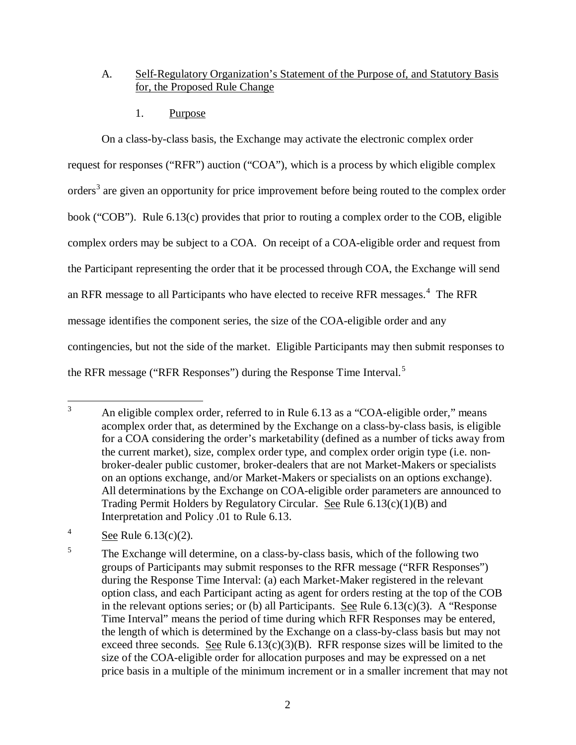A. Self-Regulatory Organization's Statement of the Purpose of, and Statutory Basis for, the Proposed Rule Change

1. Purpose

On a class-by-class basis, the Exchange may activate the electronic complex order request for responses ("RFR") auction ("COA"), which is a process by which eligible complex orders[3] are given an opportunity for price improvement before being routed to the complex order book ("COB"). Rule 6.13(c) provides that prior to routing a complex order to the COB, eligible complex orders may be subject to a COA. On receipt of a COA-eligible order and request from the Participant representing the order that it be processed through COA, the Exchange will send an RFR message to all Participants who have elected to receive RFR messages.[4] The RFR message identifies the component series, the size of the COA-eligible order and any contingencies, but not the side of the market. Eligible Participants may then submit responses to the RFR message ("RFR Responses") during the Response Time Interval.[5]

---

[3] An eligible complex order, referred to in Rule 6.13 as a "COA-eligible order," means acomplex order that, as determined by the Exchange on a class-by-class basis, is eligible for a COA considering the order's marketability (defined as a number of ticks away from the current market), size, complex order type, and complex order origin type (i.e. non-broker-dealer public customer, broker-dealers that are not Market-Makers or specialists on an options exchange, and/or Market-Makers or specialists on an options exchange). All determinations by the Exchange on COA-eligible order parameters are announced to Trading Permit Holders by Regulatory Circular. See Rule 6.13(c)(1)(B) and Interpretation and Policy .01 to Rule 6.13.

[4] See Rule 6.13(c)(2).

[5] The Exchange will determine, on a class-by-class basis, which of the following two groups of Participants may submit responses to the RFR message ("RFR Responses") during the Response Time Interval: (a) each Market-Maker registered in the relevant option class, and each Participant acting as agent for orders resting at the top of the COB in the relevant options series; or (b) all Participants. See Rule 6.13(c)(3). A "Response Time Interval" means the period of time during which RFR Responses may be entered, the length of which is determined by the Exchange on a class-by-class basis but may not exceed three seconds. See Rule 6.13(c)(3)(B). RFR response sizes will be limited to the size of the COA-eligible order for allocation purposes and may be expressed on a net price basis in a multiple of the minimum increment or in a smaller increment that may not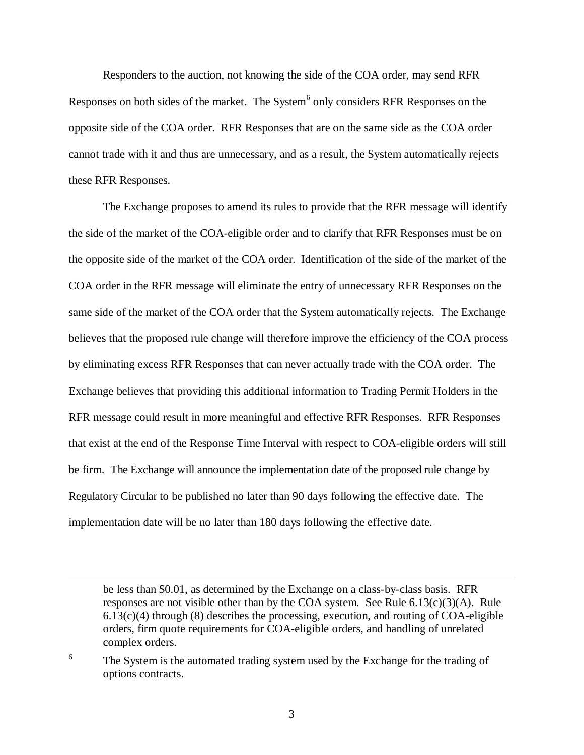Responders to the auction, not knowing the side of the COA order, may send RFR Responses on both sides of the market. The System[6] only considers RFR Responses on the opposite side of the COA order. RFR Responses that are on the same side as the COA order cannot trade with it and thus are unnecessary, and as a result, the System automatically rejects these RFR Responses.

The Exchange proposes to amend its rules to provide that the RFR message will identify the side of the market of the COA-eligible order and to clarify that RFR Responses must be on the opposite side of the market of the COA order. Identification of the side of the market of the COA order in the RFR message will eliminate the entry of unnecessary RFR Responses on the same side of the market of the COA order that the System automatically rejects. The Exchange believes that the proposed rule change will therefore improve the efficiency of the COA process by eliminating excess RFR Responses that can never actually trade with the COA order. The Exchange believes that providing this additional information to Trading Permit Holders in the RFR message could result in more meaningful and effective RFR Responses. RFR Responses that exist at the end of the Response Time Interval with respect to COA-eligible orders will still be firm. The Exchange will announce the implementation date of the proposed rule change by Regulatory Circular to be published no later than 90 days following the effective date. The implementation date will be no later than 180 days following the effective date.

---

be less than $0.01, as determined by the Exchange on a class-by-class basis. RFR responses are not visible other than by the COA system. See Rule 6.13(c)(3)(A). Rule 6.13(c)(4) through (8) describes the processing, execution, and routing of COA-eligible orders, firm quote requirements for COA-eligible orders, and handling of unrelated complex orders.

[6] The System is the automated trading system used by the Exchange for the trading of options contracts.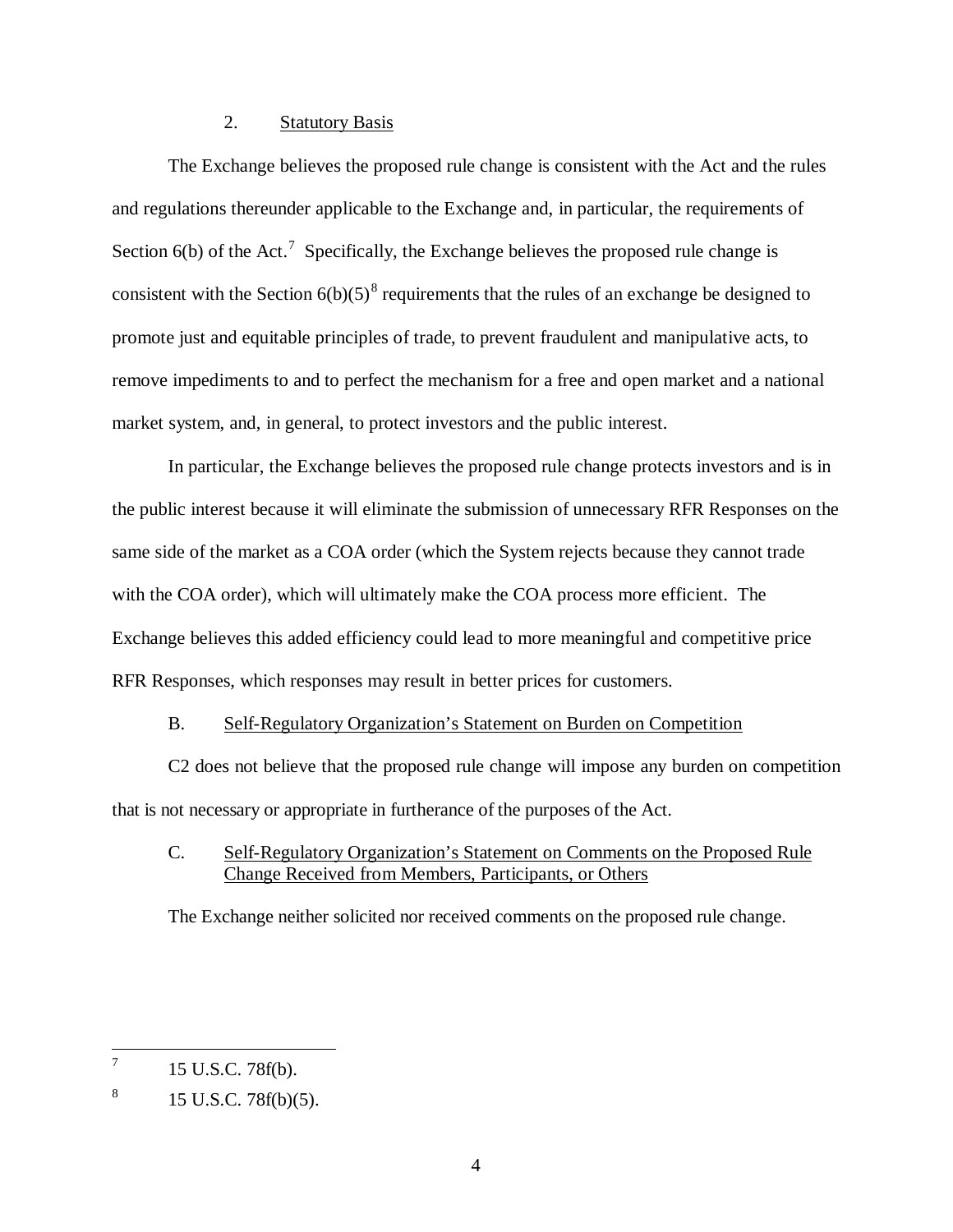2. Statutory Basis

The Exchange believes the proposed rule change is consistent with the Act and the rules and regulations thereunder applicable to the Exchange and, in particular, the requirements of Section 6(b) of the Act.[7] Specifically, the Exchange believes the proposed rule change is consistent with the Section 6(b)(5)[8] requirements that the rules of an exchange be designed to promote just and equitable principles of trade, to prevent fraudulent and manipulative acts, to remove impediments to and to perfect the mechanism for a free and open market and a national market system, and, in general, to protect investors and the public interest.

In particular, the Exchange believes the proposed rule change protects investors and is in the public interest because it will eliminate the submission of unnecessary RFR Responses on the same side of the market as a COA order (which the System rejects because they cannot trade with the COA order), which will ultimately make the COA process more efficient. The Exchange believes this added efficiency could lead to more meaningful and competitive price RFR Responses, which responses may result in better prices for customers.

B. Self-Regulatory Organization's Statement on Burden on Competition

C2 does not believe that the proposed rule change will impose any burden on competition that is not necessary or appropriate in furtherance of the purposes of the Act.

C. Self-Regulatory Organization's Statement on Comments on the Proposed Rule Change Received from Members, Participants, or Others

The Exchange neither solicited nor received comments on the proposed rule change.

---

[7] 15 U.S.C. 78f(b).

[8] 15 U.S.C. 78f(b)(5).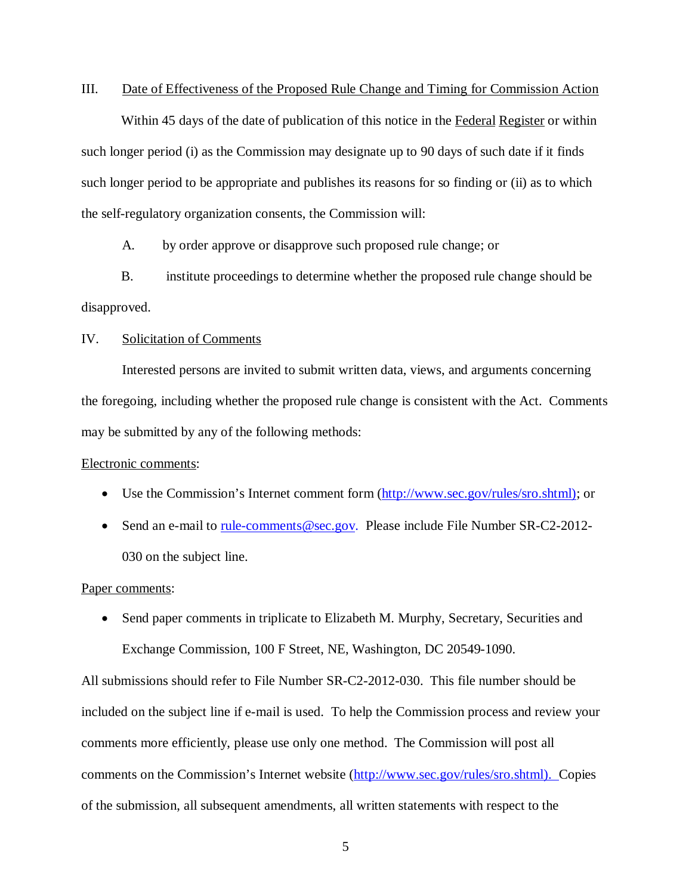## III. Date of Effectiveness of the Proposed Rule Change and Timing for Commission Action

Within 45 days of the date of publication of this notice in the Federal Register or within such longer period (i) as the Commission may designate up to 90 days of such date if it finds such longer period to be appropriate and publishes its reasons for so finding or (ii) as to which the self-regulatory organization consents, the Commission will:

A. by order approve or disapprove such proposed rule change; or

B. institute proceedings to determine whether the proposed rule change should be disapproved.

## IV. Solicitation of Comments

Interested persons are invited to submit written data, views, and arguments concerning the foregoing, including whether the proposed rule change is consistent with the Act. Comments may be submitted by any of the following methods:

Electronic comments:

- Use the Commission's Internet comment form (http://www.sec.gov/rules/sro.shtml); or
- Send an e-mail to rule-comments@sec.gov. Please include File Number SR-C2-2012-030 on the subject line.

Paper comments:

- Send paper comments in triplicate to Elizabeth M. Murphy, Secretary, Securities and Exchange Commission, 100 F Street, NE, Washington, DC 20549-1090.

All submissions should refer to File Number SR-C2-2012-030. This file number should be included on the subject line if e-mail is used. To help the Commission process and review your comments more efficiently, please use only one method. The Commission will post all comments on the Commission's Internet website (http://www.sec.gov/rules/sro.shtml). Copies of the submission, all subsequent amendments, all written statements with respect to the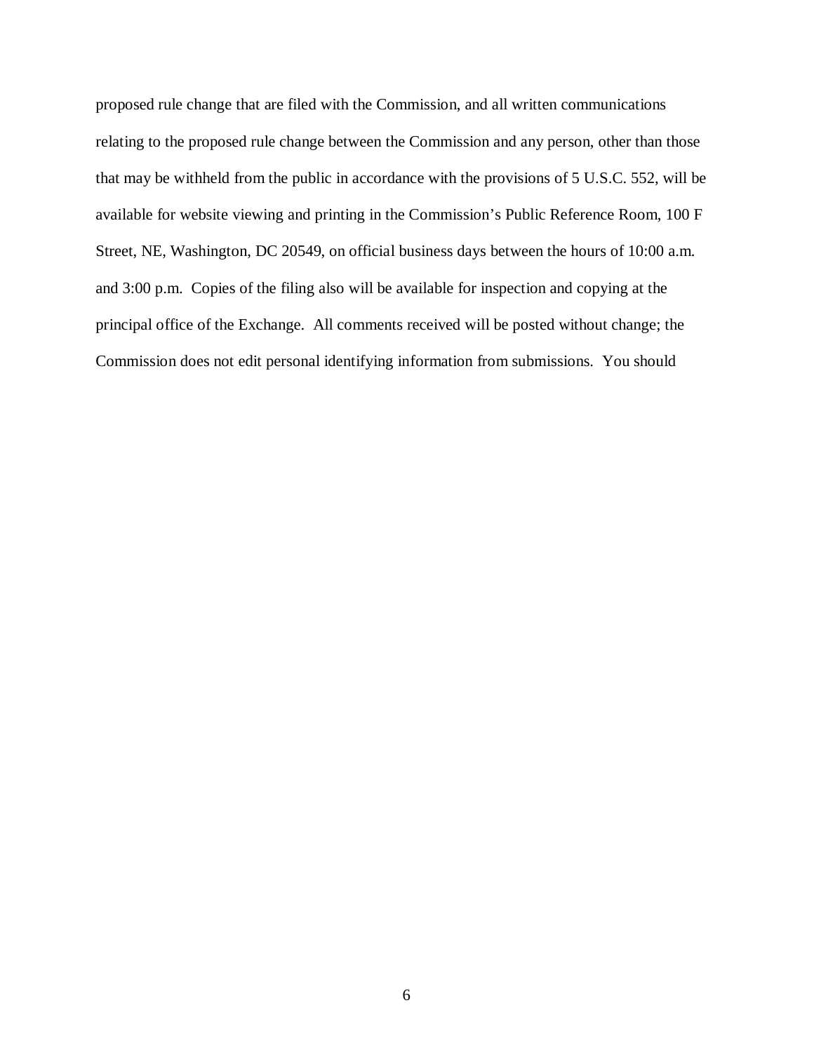proposed rule change that are filed with the Commission, and all written communications relating to the proposed rule change between the Commission and any person, other than those that may be withheld from the public in accordance with the provisions of 5 U.S.C. 552, will be available for website viewing and printing in the Commission's Public Reference Room, 100 F Street, NE, Washington, DC 20549, on official business days between the hours of 10:00 a.m. and 3:00 p.m. Copies of the filing also will be available for inspection and copying at the principal office of the Exchange. All comments received will be posted without change; the Commission does not edit personal identifying information from submissions. You should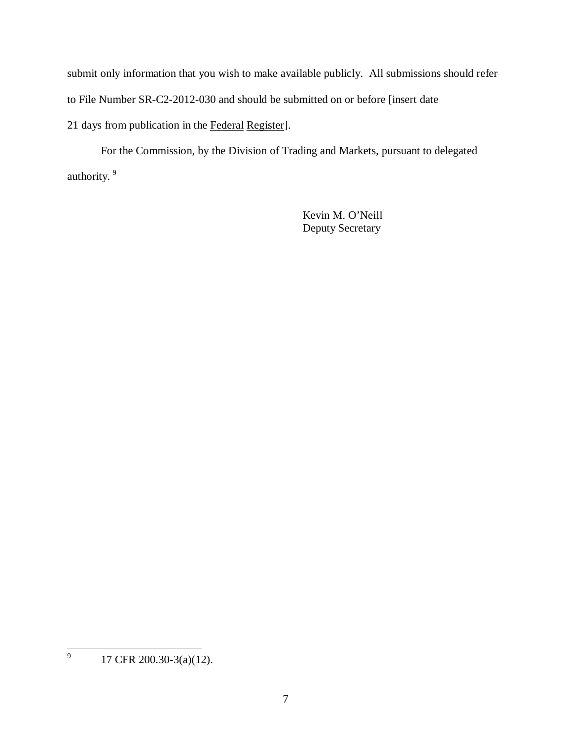submit only information that you wish to make available publicly. All submissions should refer to File Number SR-C2-2012-030 and should be submitted on or before [insert date 21 days from publication in the Federal Register].

For the Commission, by the Division of Trading and Markets, pursuant to delegated authority. [9]

Kevin M. O'Neill
Deputy Secretary

---

[9] 17 CFR 200.30-3(a)(12).